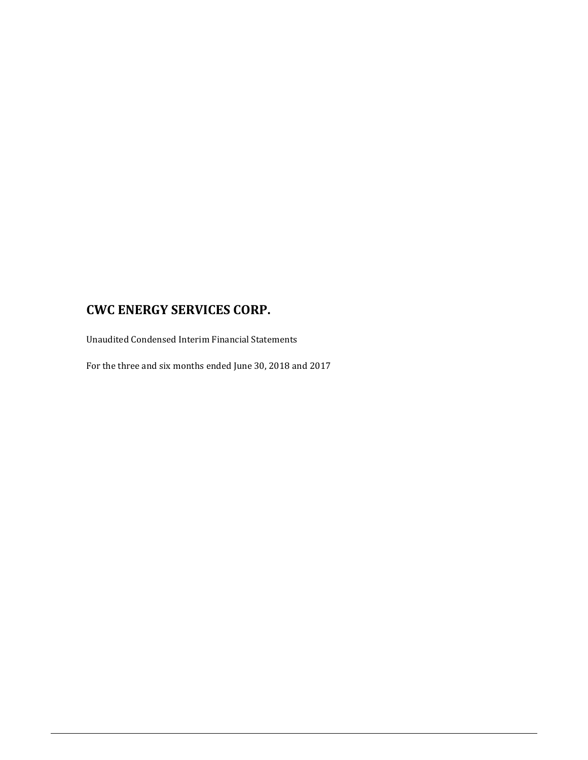# CWC ENERGY SERVICES CORP.

Unaudited Condensed Interim Financial Statements

For the three and six months ended June 30, 2018 and 2017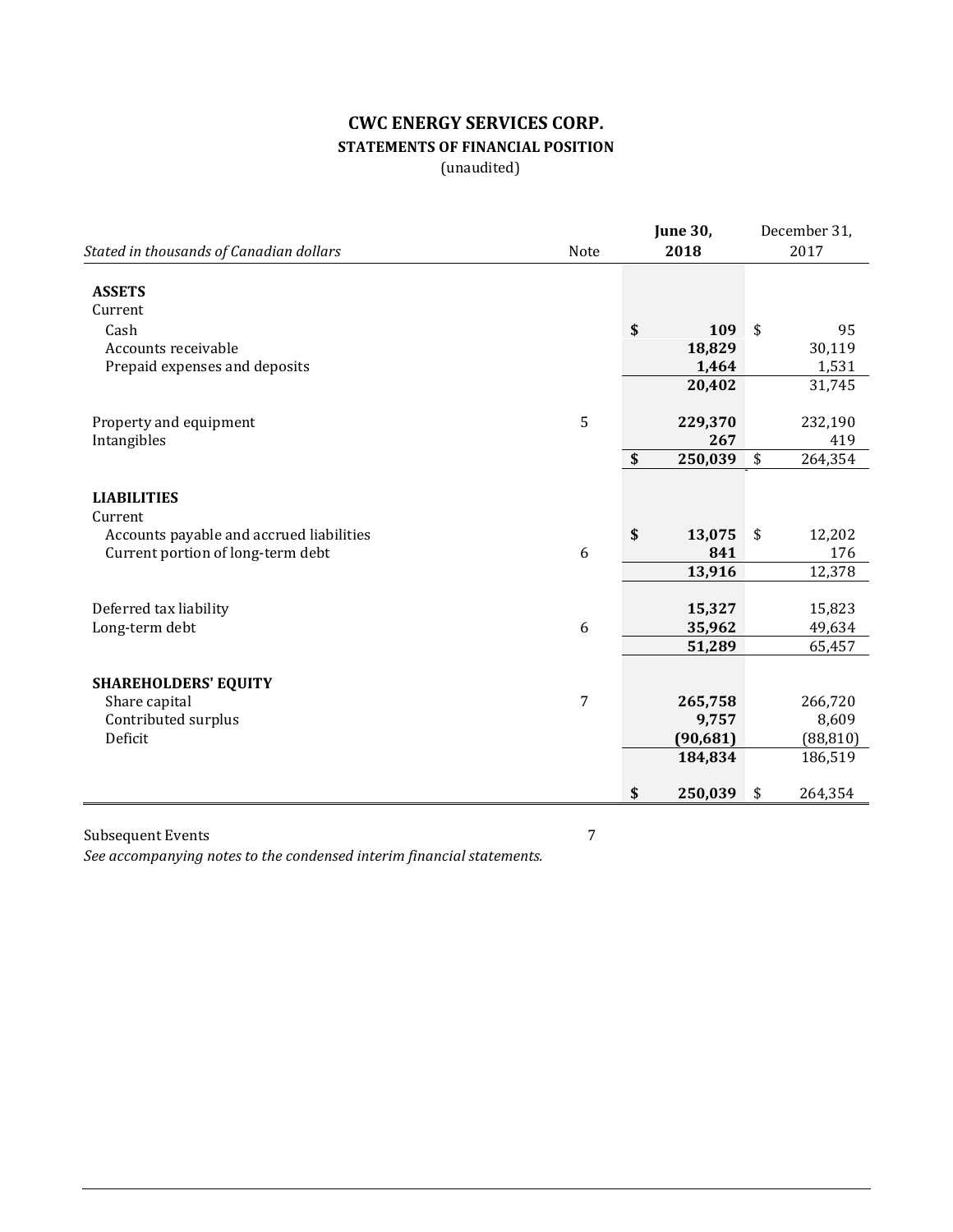# CWC ENERGY SERVICES CORP.

## STATEMENTS OF FINANCIAL POSITION

(unaudited)

| *Stated in thousands of Canadian dollars* | Note | **June 30, 2018** | December 31, 2017 |
|---|---|---|---|
| **ASSETS** | | | |
| Current | | | |
| Cash | | **$ 109** | $ 95 |
| Accounts receivable | | **18,829** | 30,119 |
| Prepaid expenses and deposits | | **1,464** | 1,531 |
| | | **20,402** | 31,745 |
| Property and equipment | 5 | **229,370** | 232,190 |
| Intangibles | | **267** | 419 |
| | | **$ 250,039** | $ 264,354 |
| **LIABILITIES** | | | |
| Current | | | |
| Accounts payable and accrued liabilities | | **$ 13,075** | $ 12,202 |
| Current portion of long-term debt | 6 | **841** | 176 |
| | | **13,916** | 12,378 |
| Deferred tax liability | | **15,327** | 15,823 |
| Long-term debt | 6 | **35,962** | 49,634 |
| | | **51,289** | 65,457 |
| **SHAREHOLDERS' EQUITY** | | | |
| Share capital | 7 | **265,758** | 266,720 |
| Contributed surplus | | **9,757** | 8,609 |
| Deficit | | **(90,681)** | (88,810) |
| | | **184,834** | 186,519 |
| | | **$ 250,039** | $ 264,354 |

Subsequent Events 7

*See accompanying notes to the condensed interim financial statements.*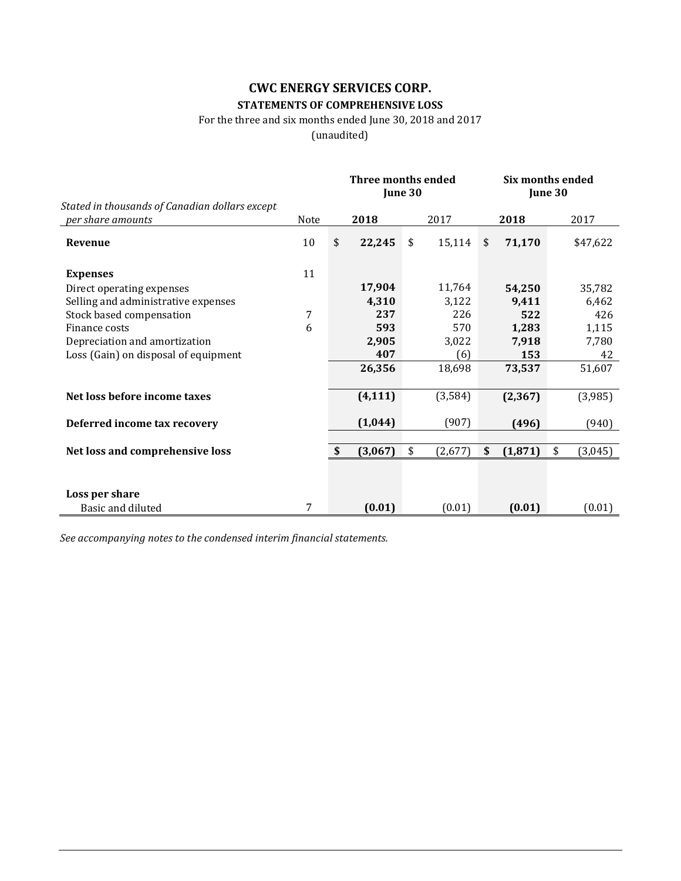# CWC ENERGY SERVICES CORP.

## STATEMENTS OF COMPREHENSIVE LOSS

For the three and six months ended June 30, 2018 and 2017

(unaudited)

| *Stated in thousands of Canadian dollars except per share amounts* | Note | Three months ended June 30 2018 | Three months ended June 30 2017 | Six months ended June 30 2018 | Six months ended June 30 2017 |
|---|---|---|---|---|---|
| **Revenue** | 10 | $ **22,245** | $ 15,114 | $ **71,170** | $47,622 |
| **Expenses** | 11 | | | | |
| Direct operating expenses | | **17,904** | 11,764 | **54,250** | 35,782 |
| Selling and administrative expenses | | **4,310** | 3,122 | **9,411** | 6,462 |
| Stock based compensation | 7 | **237** | 226 | **522** | 426 |
| Finance costs | 6 | **593** | 570 | **1,283** | 1,115 |
| Depreciation and amortization | | **2,905** | 3,022 | **7,918** | 7,780 |
| Loss (Gain) on disposal of equipment | | **407** | (6) | **153** | 42 |
| | | **26,356** | 18,698 | **73,537** | 51,607 |
| **Net loss before income taxes** | | **(4,111)** | (3,584) | **(2,367)** | (3,985) |
| **Deferred income tax recovery** | | **(1,044)** | (907) | **(496)** | (940) |
| **Net loss and comprehensive loss** | | **$ (3,067)** | $ (2,677) | **$ (1,871)** | $ (3,045) |
| **Loss per share** | | | | | |
| Basic and diluted | 7 | **(0.01)** | (0.01) | **(0.01)** | (0.01) |

*See accompanying notes to the condensed interim financial statements.*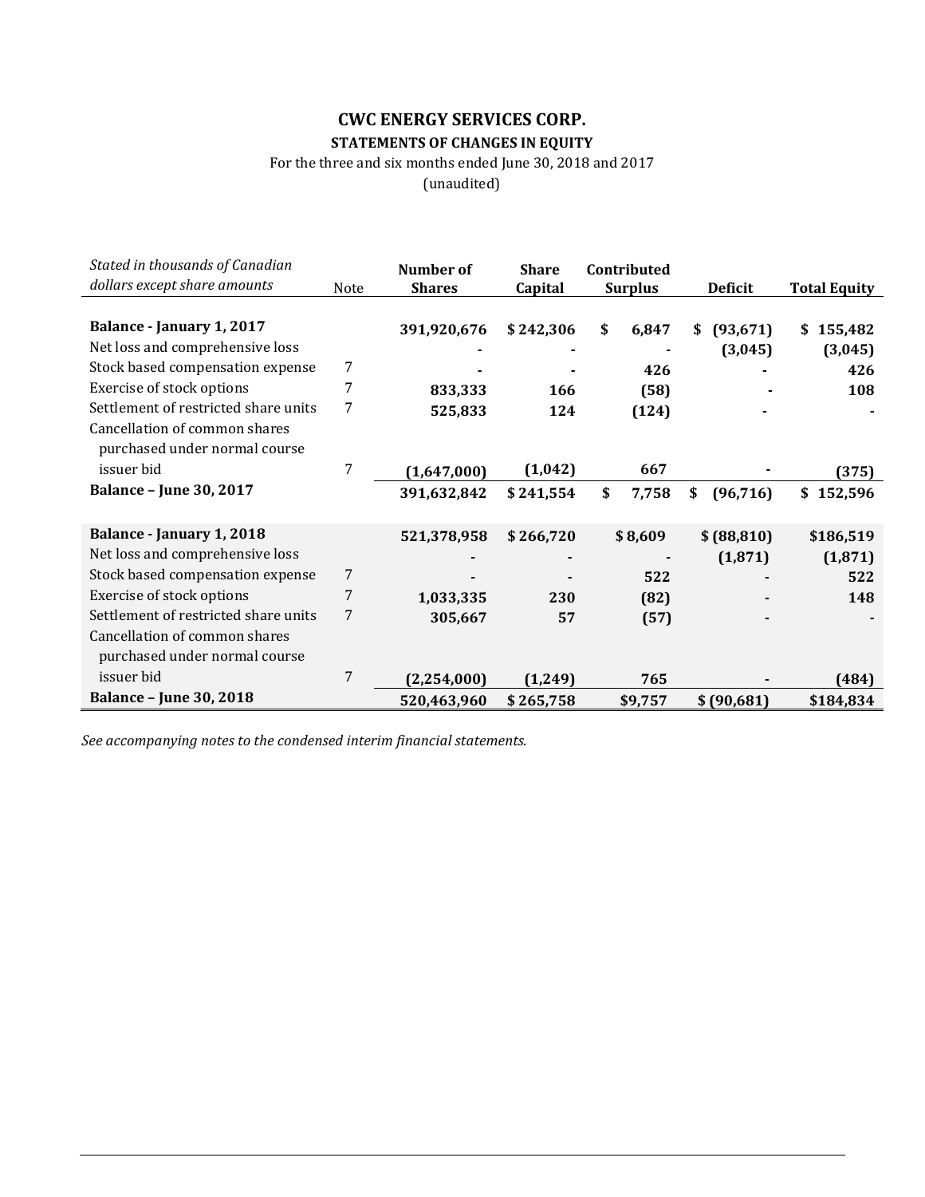# CWC ENERGY SERVICES CORP.

## STATEMENTS OF CHANGES IN EQUITY

For the three and six months ended June 30, 2018 and 2017

(unaudited)

| *Stated in thousands of Canadian dollars except share amounts* | Note | Number of Shares | Share Capital | Contributed Surplus | Deficit | Total Equity |
|---|---|---|---|---|---|---|
| **Balance - January 1, 2017** | | **391,920,676** | **$ 242,306** | **$ 6,847** | **$ (93,671)** | **$ 155,482** |
| Net loss and comprehensive loss | | **-** | **-** | **-** | **(3,045)** | **(3,045)** |
| Stock based compensation expense | 7 | **-** | **-** | **426** | **-** | **426** |
| Exercise of stock options | 7 | **833,333** | **166** | **(58)** | **-** | **108** |
| Settlement of restricted share units | 7 | **525,833** | **124** | **(124)** | **-** | **-** |
| Cancellation of common shares purchased under normal course issuer bid | 7 | **(1,647,000)** | **(1,042)** | **667** | **-** | **(375)** |
| **Balance – June 30, 2017** | | **391,632,842** | **$ 241,554** | **$ 7,758** | **$ (96,716)** | **$ 152,596** |
| **Balance - January 1, 2018** | | **521,378,958** | **$ 266,720** | **$ 8,609** | **$ (88,810)** | **$186,519** |
| Net loss and comprehensive loss | | **-** | **-** | **-** | **(1,871)** | **(1,871)** |
| Stock based compensation expense | 7 | **-** | **-** | **522** | **-** | **522** |
| Exercise of stock options | 7 | **1,033,335** | **230** | **(82)** | **-** | **148** |
| Settlement of restricted share units | 7 | **305,667** | **57** | **(57)** | **-** | **-** |
| Cancellation of common shares purchased under normal course issuer bid | 7 | **(2,254,000)** | **(1,249)** | **765** | **-** | **(484)** |
| **Balance – June 30, 2018** | | **520,463,960** | **$ 265,758** | **$9,757** | **$ (90,681)** | **$184,834** |

*See accompanying notes to the condensed interim financial statements.*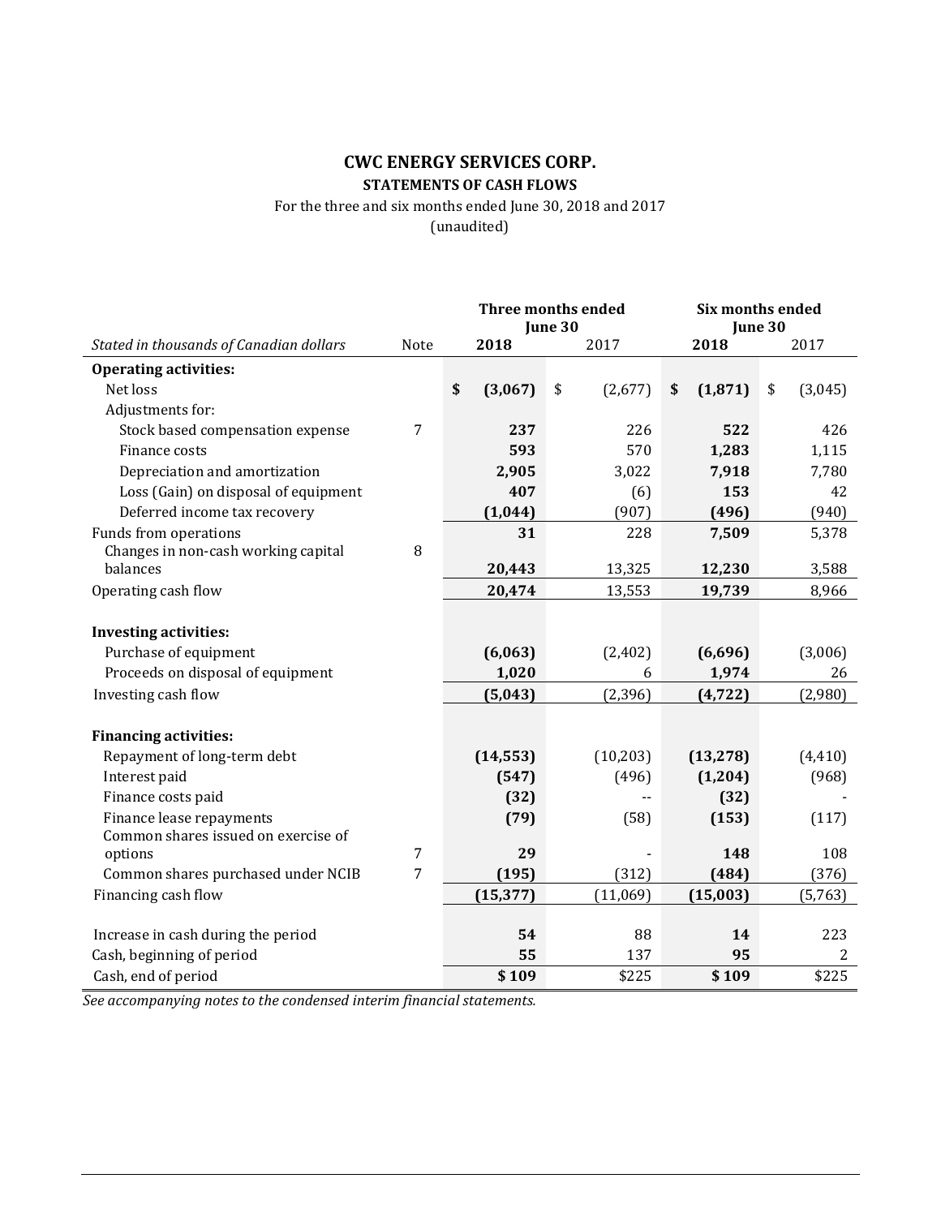# CWC ENERGY SERVICES CORP.

## STATEMENTS OF CASH FLOWS

For the three and six months ended June 30, 2018 and 2017

(unaudited)

| | | Three months ended June 30 | | Six months ended June 30 | |
|---|---|---|---|---|---|
| *Stated in thousands of Canadian dollars* | Note | **2018** | 2017 | **2018** | 2017 |
| **Operating activities:** | | | | | |
| Net loss | | **$ (3,067)** | $ (2,677) | **$ (1,871)** | $ (3,045) |
| Adjustments for: | | | | | |
| Stock based compensation expense | 7 | **237** | 226 | **522** | 426 |
| Finance costs | | **593** | 570 | **1,283** | 1,115 |
| Depreciation and amortization | | **2,905** | 3,022 | **7,918** | 7,780 |
| Loss (Gain) on disposal of equipment | | **407** | (6) | **153** | 42 |
| Deferred income tax recovery | | **(1,044)** | (907) | **(496)** | (940) |
| Funds from operations | | **31** | 228 | **7,509** | 5,378 |
| Changes in non-cash working capital balances | 8 | **20,443** | 13,325 | **12,230** | 3,588 |
| Operating cash flow | | **20,474** | 13,553 | **19,739** | 8,966 |
| | | | | | |
| **Investing activities:** | | | | | |
| Purchase of equipment | | **(6,063)** | (2,402) | **(6,696)** | (3,006) |
| Proceeds on disposal of equipment | | **1,020** | 6 | **1,974** | 26 |
| Investing cash flow | | **(5,043)** | (2,396) | **(4,722)** | (2,980) |
| | | | | | |
| **Financing activities:** | | | | | |
| Repayment of long-term debt | | **(14,553)** | (10,203) | **(13,278)** | (4,410) |
| Interest paid | | **(547)** | (496) | **(1,204)** | (968) |
| Finance costs paid | | **(32)** | -- | **(32)** | - |
| Finance lease repayments | | **(79)** | (58) | **(153)** | (117) |
| Common shares issued on exercise of options | 7 | **29** | - | **148** | 108 |
| Common shares purchased under NCIB | 7 | **(195)** | (312) | **(484)** | (376) |
| Financing cash flow | | **(15,377)** | (11,069) | **(15,003)** | (5,763) |
| | | | | | |
| Increase in cash during the period | | **54** | 88 | **14** | 223 |
| Cash, beginning of period | | **55** | 137 | **95** | 2 |
| Cash, end of period | | **$ 109** | $225 | **$ 109** | $225 |

*See accompanying notes to the condensed interim financial statements.*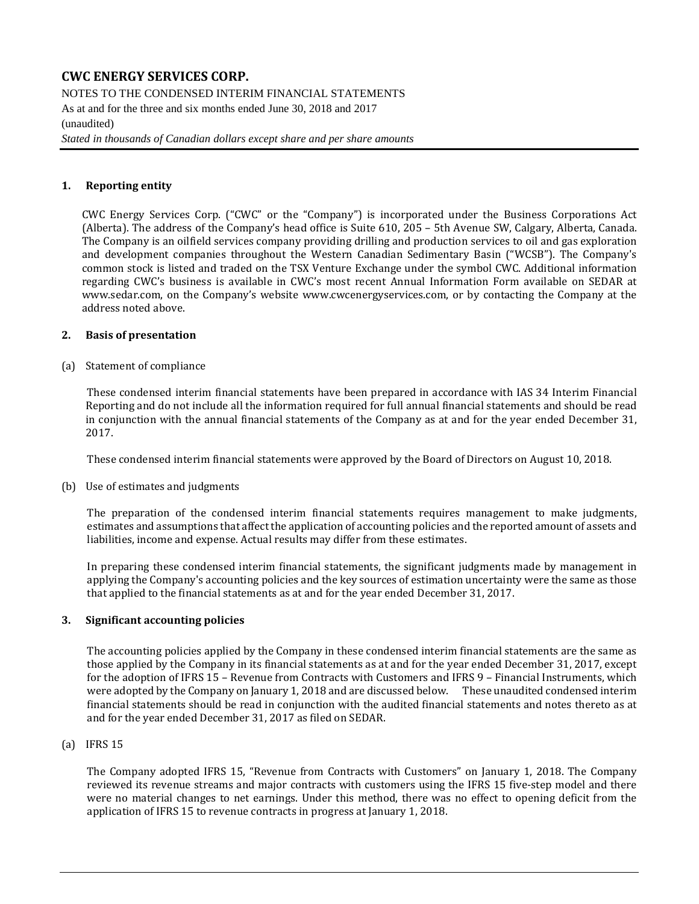# CWC ENERGY SERVICES CORP.

NOTES TO THE CONDENSED INTERIM FINANCIAL STATEMENTS
As at and for the three and six months ended June 30, 2018 and 2017
(unaudited)
*Stated in thousands of Canadian dollars except share and per share amounts*

## 1. Reporting entity

CWC Energy Services Corp. ("CWC" or the "Company") is incorporated under the Business Corporations Act (Alberta). The address of the Company's head office is Suite 610, 205 – 5th Avenue SW, Calgary, Alberta, Canada. The Company is an oilfield services company providing drilling and production services to oil and gas exploration and development companies throughout the Western Canadian Sedimentary Basin ("WCSB"). The Company's common stock is listed and traded on the TSX Venture Exchange under the symbol CWC. Additional information regarding CWC's business is available in CWC's most recent Annual Information Form available on SEDAR at www.sedar.com, on the Company's website www.cwcenergyservices.com, or by contacting the Company at the address noted above.

## 2. Basis of presentation

(a) Statement of compliance

These condensed interim financial statements have been prepared in accordance with IAS 34 Interim Financial Reporting and do not include all the information required for full annual financial statements and should be read in conjunction with the annual financial statements of the Company as at and for the year ended December 31, 2017.

These condensed interim financial statements were approved by the Board of Directors on August 10, 2018.

(b) Use of estimates and judgments

The preparation of the condensed interim financial statements requires management to make judgments, estimates and assumptions that affect the application of accounting policies and the reported amount of assets and liabilities, income and expense. Actual results may differ from these estimates.

In preparing these condensed interim financial statements, the significant judgments made by management in applying the Company's accounting policies and the key sources of estimation uncertainty were the same as those that applied to the financial statements as at and for the year ended December 31, 2017.

## 3. Significant accounting policies

The accounting policies applied by the Company in these condensed interim financial statements are the same as those applied by the Company in its financial statements as at and for the year ended December 31, 2017, except for the adoption of IFRS 15 – Revenue from Contracts with Customers and IFRS 9 – Financial Instruments, which were adopted by the Company on January 1, 2018 and are discussed below. These unaudited condensed interim financial statements should be read in conjunction with the audited financial statements and notes thereto as at and for the year ended December 31, 2017 as filed on SEDAR.

(a) IFRS 15

The Company adopted IFRS 15, "Revenue from Contracts with Customers" on January 1, 2018. The Company reviewed its revenue streams and major contracts with customers using the IFRS 15 five-step model and there were no material changes to net earnings. Under this method, there was no effect to opening deficit from the application of IFRS 15 to revenue contracts in progress at January 1, 2018.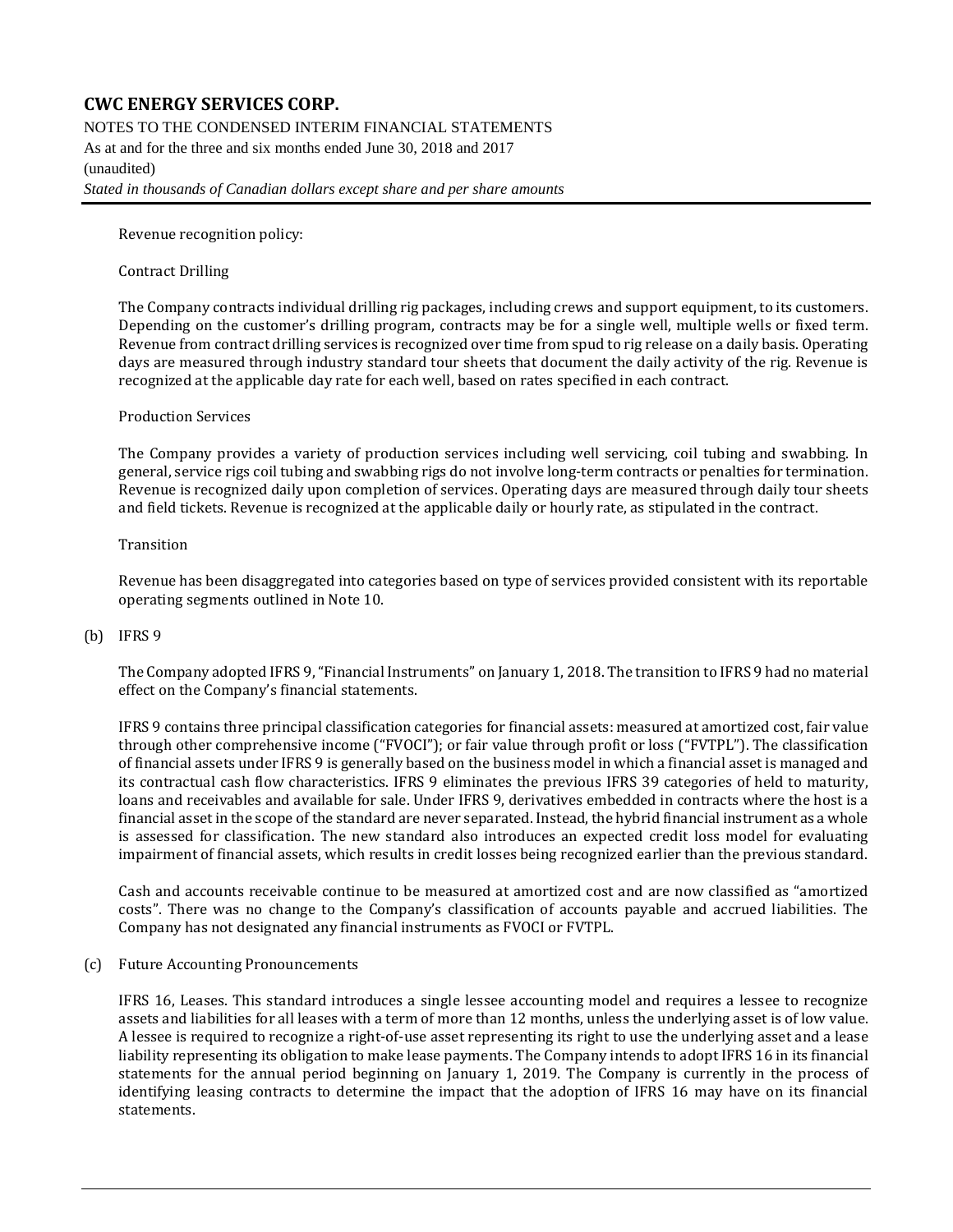Revenue recognition policy:

Contract Drilling

The Company contracts individual drilling rig packages, including crews and support equipment, to its customers. Depending on the customer's drilling program, contracts may be for a single well, multiple wells or fixed term. Revenue from contract drilling services is recognized over time from spud to rig release on a daily basis. Operating days are measured through industry standard tour sheets that document the daily activity of the rig. Revenue is recognized at the applicable day rate for each well, based on rates specified in each contract.

Production Services

The Company provides a variety of production services including well servicing, coil tubing and swabbing. In general, service rigs coil tubing and swabbing rigs do not involve long-term contracts or penalties for termination. Revenue is recognized daily upon completion of services. Operating days are measured through daily tour sheets and field tickets. Revenue is recognized at the applicable daily or hourly rate, as stipulated in the contract.

Transition

Revenue has been disaggregated into categories based on type of services provided consistent with its reportable operating segments outlined in Note 10.

(b) IFRS 9

The Company adopted IFRS 9, "Financial Instruments" on January 1, 2018. The transition to IFRS 9 had no material effect on the Company's financial statements.

IFRS 9 contains three principal classification categories for financial assets: measured at amortized cost, fair value through other comprehensive income ("FVOCI"); or fair value through profit or loss ("FVTPL"). The classification of financial assets under IFRS 9 is generally based on the business model in which a financial asset is managed and its contractual cash flow characteristics. IFRS 9 eliminates the previous IFRS 39 categories of held to maturity, loans and receivables and available for sale. Under IFRS 9, derivatives embedded in contracts where the host is a financial asset in the scope of the standard are never separated. Instead, the hybrid financial instrument as a whole is assessed for classification. The new standard also introduces an expected credit loss model for evaluating impairment of financial assets, which results in credit losses being recognized earlier than the previous standard.

Cash and accounts receivable continue to be measured at amortized cost and are now classified as "amortized costs". There was no change to the Company's classification of accounts payable and accrued liabilities. The Company has not designated any financial instruments as FVOCI or FVTPL.

(c) Future Accounting Pronouncements

IFRS 16, Leases. This standard introduces a single lessee accounting model and requires a lessee to recognize assets and liabilities for all leases with a term of more than 12 months, unless the underlying asset is of low value. A lessee is required to recognize a right-of-use asset representing its right to use the underlying asset and a lease liability representing its obligation to make lease payments. The Company intends to adopt IFRS 16 in its financial statements for the annual period beginning on January 1, 2019. The Company is currently in the process of identifying leasing contracts to determine the impact that the adoption of IFRS 16 may have on its financial statements.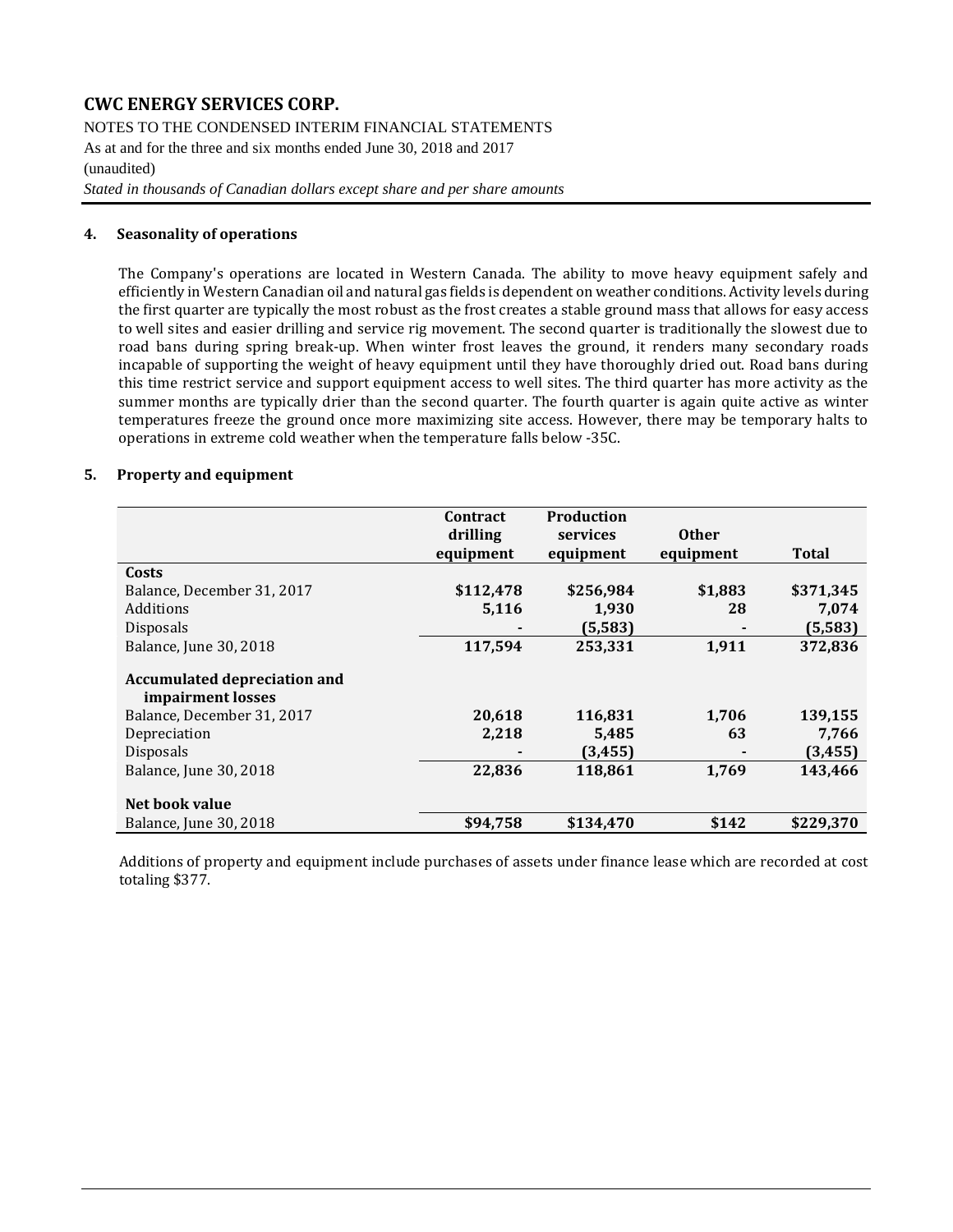**CWC ENERGY SERVICES CORP.**

NOTES TO THE CONDENSED INTERIM FINANCIAL STATEMENTS
As at and for the three and six months ended June 30, 2018 and 2017
(unaudited)
*Stated in thousands of Canadian dollars except share and per share amounts*

## 4. Seasonality of operations

The Company's operations are located in Western Canada. The ability to move heavy equipment safely and efficiently in Western Canadian oil and natural gas fields is dependent on weather conditions. Activity levels during the first quarter are typically the most robust as the frost creates a stable ground mass that allows for easy access to well sites and easier drilling and service rig movement. The second quarter is traditionally the slowest due to road bans during spring break-up. When winter frost leaves the ground, it renders many secondary roads incapable of supporting the weight of heavy equipment until they have thoroughly dried out. Road bans during this time restrict service and support equipment access to well sites. The third quarter has more activity as the summer months are typically drier than the second quarter. The fourth quarter is again quite active as winter temperatures freeze the ground once more maximizing site access. However, there may be temporary halts to operations in extreme cold weather when the temperature falls below -35C.

## 5. Property and equipment

| | Contract drilling equipment | Production services equipment | Other equipment | Total |
|---|---|---|---|---|
| **Costs** | | | | |
| Balance, December 31, 2017 | $112,478 | $256,984 | $1,883 | $371,345 |
| Additions | 5,116 | 1,930 | 28 | 7,074 |
| Disposals | - | (5,583) | - | (5,583) |
| Balance, June 30, 2018 | 117,594 | 253,331 | 1,911 | 372,836 |
| **Accumulated depreciation and impairment losses** | | | | |
| Balance, December 31, 2017 | 20,618 | 116,831 | 1,706 | 139,155 |
| Depreciation | 2,218 | 5,485 | 63 | 7,766 |
| Disposals | - | (3,455) | - | (3,455) |
| Balance, June 30, 2018 | 22,836 | 118,861 | 1,769 | 143,466 |
| **Net book value** | | | | |
| Balance, June 30, 2018 | $94,758 | $134,470 | $142 | $229,370 |

Additions of property and equipment include purchases of assets under finance lease which are recorded at cost totaling $377.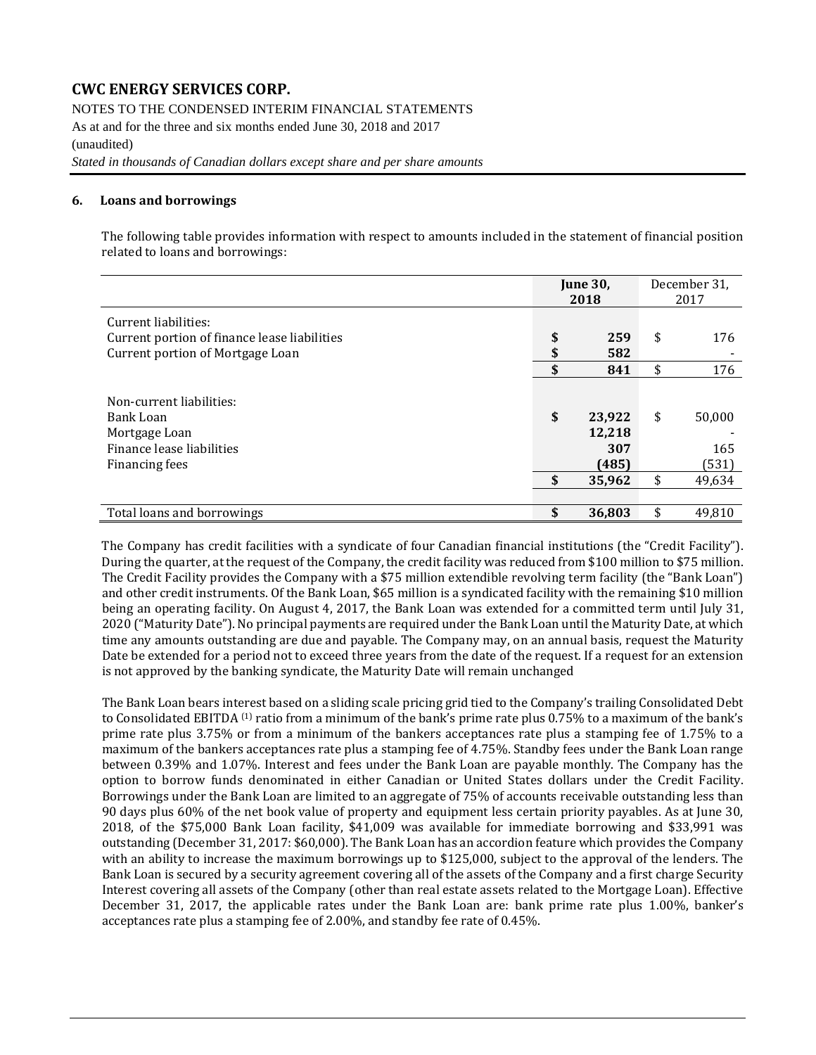## 6. Loans and borrowings

The following table provides information with respect to amounts included in the statement of financial position related to loans and borrowings:

| | **June 30, 2018** | December 31, 2017 |
|---|---|---|
| Current liabilities: | | |
| Current portion of finance lease liabilities | **$ 259** | $ 176 |
| Current portion of Mortgage Loan | **$ 582** | - |
| | **$ 841** | $ 176 |
| Non-current liabilities: | | |
| Bank Loan | **$ 23,922** | $ 50,000 |
| Mortgage Loan | **12,218** | - |
| Finance lease liabilities | **307** | 165 |
| Financing fees | **(485)** | (531) |
| | **$ 35,962** | $ 49,634 |
| Total loans and borrowings | **$ 36,803** | $ 49,810 |

The Company has credit facilities with a syndicate of four Canadian financial institutions (the "Credit Facility"). During the quarter, at the request of the Company, the credit facility was reduced from $100 million to $75 million. The Credit Facility provides the Company with a $75 million extendible revolving term facility (the "Bank Loan") and other credit instruments. Of the Bank Loan, $65 million is a syndicated facility with the remaining $10 million being an operating facility. On August 4, 2017, the Bank Loan was extended for a committed term until July 31, 2020 ("Maturity Date"). No principal payments are required under the Bank Loan until the Maturity Date, at which time any amounts outstanding are due and payable. The Company may, on an annual basis, request the Maturity Date be extended for a period not to exceed three years from the date of the request. If a request for an extension is not approved by the banking syndicate, the Maturity Date will remain unchanged

The Bank Loan bears interest based on a sliding scale pricing grid tied to the Company's trailing Consolidated Debt to Consolidated EBITDA [(1)] ratio from a minimum of the bank's prime rate plus 0.75% to a maximum of the bank's prime rate plus 3.75% or from a minimum of the bankers acceptances rate plus a stamping fee of 1.75% to a maximum of the bankers acceptances rate plus a stamping fee of 4.75%. Standby fees under the Bank Loan range between 0.39% and 1.07%. Interest and fees under the Bank Loan are payable monthly. The Company has the option to borrow funds denominated in either Canadian or United States dollars under the Credit Facility. Borrowings under the Bank Loan are limited to an aggregate of 75% of accounts receivable outstanding less than 90 days plus 60% of the net book value of property and equipment less certain priority payables. As at June 30, 2018, of the $75,000 Bank Loan facility, $41,009 was available for immediate borrowing and $33,991 was outstanding (December 31, 2017: $60,000). The Bank Loan has an accordion feature which provides the Company with an ability to increase the maximum borrowings up to $125,000, subject to the approval of the lenders. The Bank Loan is secured by a security agreement covering all of the assets of the Company and a first charge Security Interest covering all assets of the Company (other than real estate assets related to the Mortgage Loan). Effective December 31, 2017, the applicable rates under the Bank Loan are: bank prime rate plus 1.00%, banker's acceptances rate plus a stamping fee of 2.00%, and standby fee rate of 0.45%.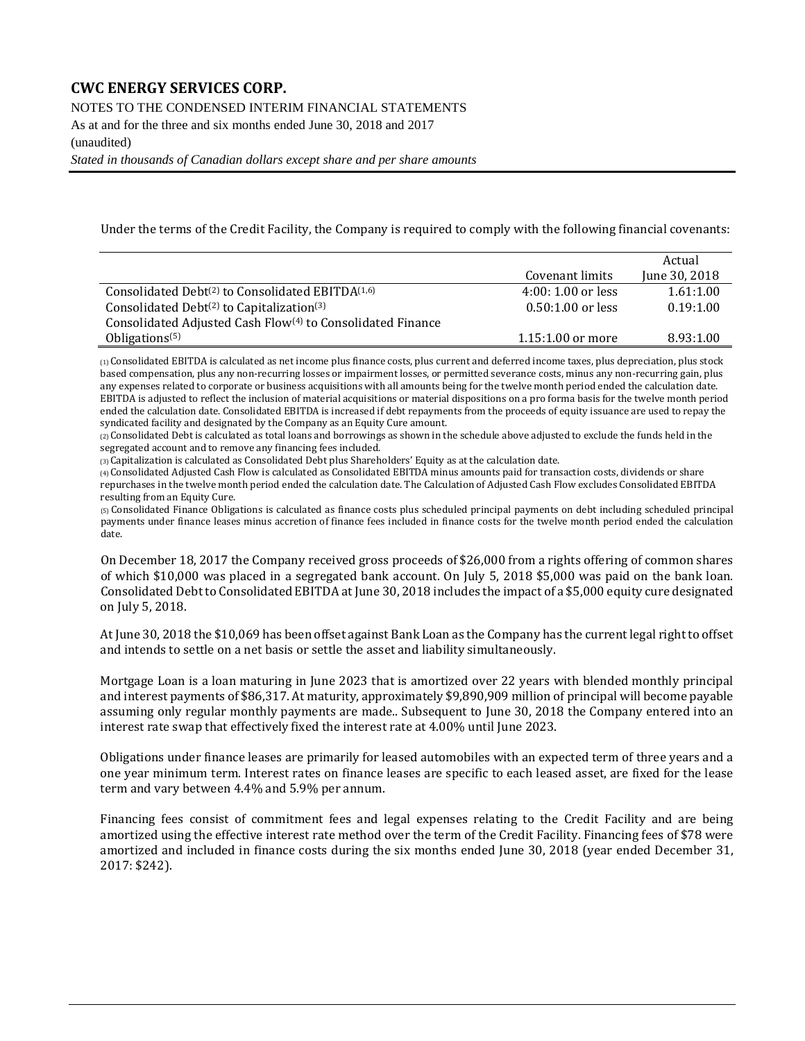Under the terms of the Credit Facility, the Company is required to comply with the following financial covenants:

| | Covenant limits | Actual June 30, 2018 |
|---|---|---|
| Consolidated Debt[2] to Consolidated EBITDA[1,6] | 4:00: 1.00 or less | 1.61:1.00 |
| Consolidated Debt[2] to Capitalization[3] | 0.50:1.00 or less | 0.19:1.00 |
| Consolidated Adjusted Cash Flow[4] to Consolidated Finance Obligations[5] | 1.15:1.00 or more | 8.93:1.00 |

(1) Consolidated EBITDA is calculated as net income plus finance costs, plus current and deferred income taxes, plus depreciation, plus stock based compensation, plus any non-recurring losses or impairment losses, or permitted severance costs, minus any non-recurring gain, plus any expenses related to corporate or business acquisitions with all amounts being for the twelve month period ended the calculation date. EBITDA is adjusted to reflect the inclusion of material acquisitions or material dispositions on a pro forma basis for the twelve month period ended the calculation date. Consolidated EBITDA is increased if debt repayments from the proceeds of equity issuance are used to repay the syndicated facility and designated by the Company as an Equity Cure amount.

(2) Consolidated Debt is calculated as total loans and borrowings as shown in the schedule above adjusted to exclude the funds held in the segregated account and to remove any financing fees included.

(3) Capitalization is calculated as Consolidated Debt plus Shareholders' Equity as at the calculation date.

(4) Consolidated Adjusted Cash Flow is calculated as Consolidated EBITDA minus amounts paid for transaction costs, dividends or share repurchases in the twelve month period ended the calculation date. The Calculation of Adjusted Cash Flow excludes Consolidated EBITDA resulting from an Equity Cure.

(5) Consolidated Finance Obligations is calculated as finance costs plus scheduled principal payments on debt including scheduled principal payments under finance leases minus accretion of finance fees included in finance costs for the twelve month period ended the calculation date.

On December 18, 2017 the Company received gross proceeds of $26,000 from a rights offering of common shares of which $10,000 was placed in a segregated bank account. On July 5, 2018 $5,000 was paid on the bank loan. Consolidated Debt to Consolidated EBITDA at June 30, 2018 includes the impact of a $5,000 equity cure designated on July 5, 2018.

At June 30, 2018 the $10,069 has been offset against Bank Loan as the Company has the current legal right to offset and intends to settle on a net basis or settle the asset and liability simultaneously.

Mortgage Loan is a loan maturing in June 2023 that is amortized over 22 years with blended monthly principal and interest payments of $86,317. At maturity, approximately $9,890,909 million of principal will become payable assuming only regular monthly payments are made.. Subsequent to June 30, 2018 the Company entered into an interest rate swap that effectively fixed the interest rate at 4.00% until June 2023.

Obligations under finance leases are primarily for leased automobiles with an expected term of three years and a one year minimum term. Interest rates on finance leases are specific to each leased asset, are fixed for the lease term and vary between 4.4% and 5.9% per annum.

Financing fees consist of commitment fees and legal expenses relating to the Credit Facility and are being amortized using the effective interest rate method over the term of the Credit Facility. Financing fees of $78 were amortized and included in finance costs during the six months ended June 30, 2018 (year ended December 31, 2017: $242).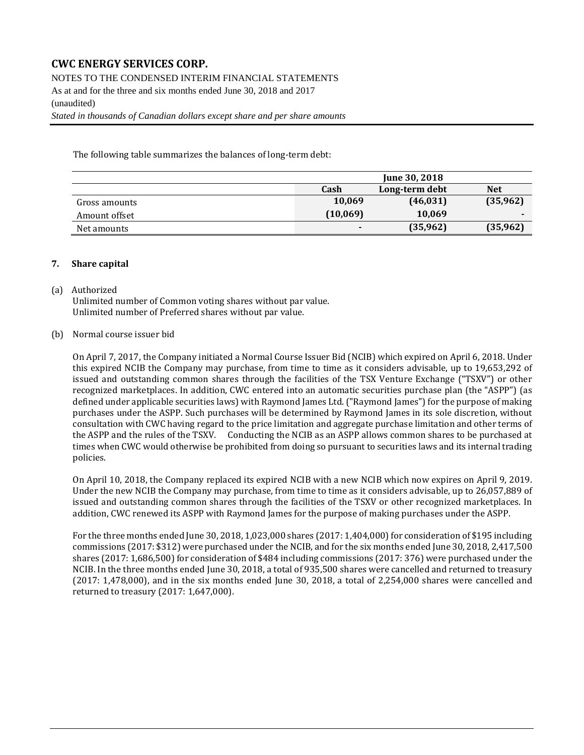The following table summarizes the balances of long-term debt:

| | June 30, 2018 | | |
|---|---|---|---|
| | **Cash** | **Long-term debt** | **Net** |
| Gross amounts | **10,069** | **(46,031)** | **(35,962)** |
| Amount offset | **(10,069)** | **10,069** | **-** |
| Net amounts | **-** | **(35,962)** | **(35,962)** |

## 7. Share capital

(a) Authorized

Unlimited number of Common voting shares without par value.
Unlimited number of Preferred shares without par value.

(b) Normal course issuer bid

On April 7, 2017, the Company initiated a Normal Course Issuer Bid (NCIB) which expired on April 6, 2018. Under this expired NCIB the Company may purchase, from time to time as it considers advisable, up to 19,653,292 of issued and outstanding common shares through the facilities of the TSX Venture Exchange ("TSXV") or other recognized marketplaces. In addition, CWC entered into an automatic securities purchase plan (the "ASPP") (as defined under applicable securities laws) with Raymond James Ltd. ("Raymond James") for the purpose of making purchases under the ASPP. Such purchases will be determined by Raymond James in its sole discretion, without consultation with CWC having regard to the price limitation and aggregate purchase limitation and other terms of the ASPP and the rules of the TSXV. Conducting the NCIB as an ASPP allows common shares to be purchased at times when CWC would otherwise be prohibited from doing so pursuant to securities laws and its internal trading policies.

On April 10, 2018, the Company replaced its expired NCIB with a new NCIB which now expires on April 9, 2019. Under the new NCIB the Company may purchase, from time to time as it considers advisable, up to 26,057,889 of issued and outstanding common shares through the facilities of the TSXV or other recognized marketplaces. In addition, CWC renewed its ASPP with Raymond James for the purpose of making purchases under the ASPP.

For the three months ended June 30, 2018, 1,023,000 shares (2017: 1,404,000) for consideration of $195 including commissions (2017: $312) were purchased under the NCIB, and for the six months ended June 30, 2018, 2,417,500 shares (2017: 1,686,500) for consideration of $484 including commissions (2017: 376) were purchased under the NCIB. In the three months ended June 30, 2018, a total of 935,500 shares were cancelled and returned to treasury (2017: 1,478,000), and in the six months ended June 30, 2018, a total of 2,254,000 shares were cancelled and returned to treasury (2017: 1,647,000).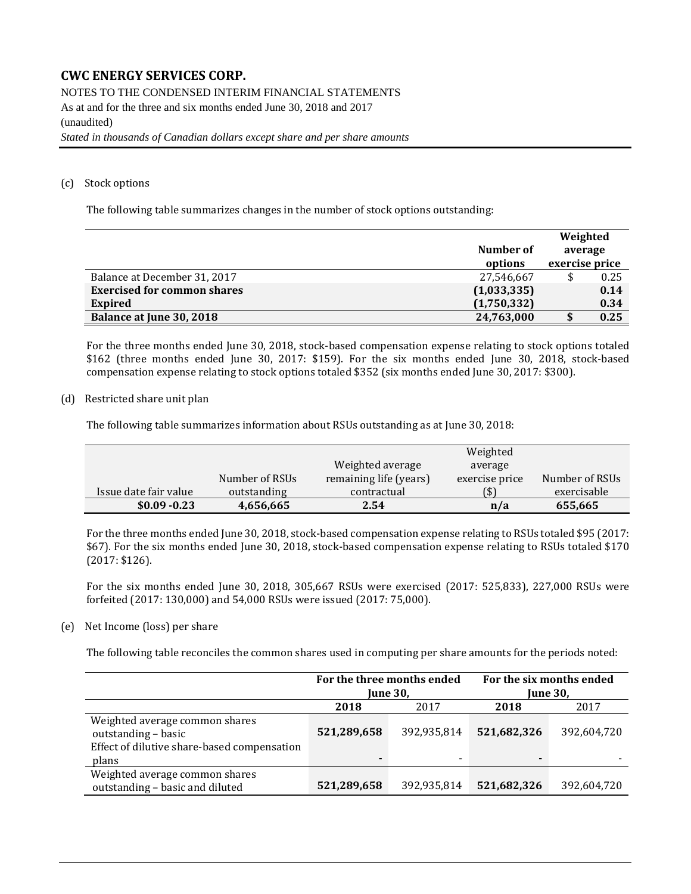(c) Stock options

The following table summarizes changes in the number of stock options outstanding:

| | Number of options | Weighted average exercise price |
|---|---|---|
| Balance at December 31, 2017 | 27,546,667 | $ 0.25 |
| **Exercised for common shares** | **(1,033,335)** | **0.14** |
| **Expired** | **(1,750,332)** | **0.34** |
| **Balance at June 30, 2018** | **24,763,000** | **$ 0.25** |

For the three months ended June 30, 2018, stock-based compensation expense relating to stock options totaled \$162 (three months ended June 30, 2017: \$159). For the six months ended June 30, 2018, stock-based compensation expense relating to stock options totaled \$352 (six months ended June 30, 2017: \$300).

(d) Restricted share unit plan

The following table summarizes information about RSUs outstanding as at June 30, 2018:

| Issue date fair value | Number of RSUs outstanding | Weighted average remaining life (years) contractual | Weighted average exercise price ($) | Number of RSUs exercisable |
|---|---|---|---|---|
| **$0.09 -0.23** | **4,656,665** | **2.54** | **n/a** | **655,665** |

For the three months ended June 30, 2018, stock-based compensation expense relating to RSUs totaled \$95 (2017: \$67). For the six months ended June 30, 2018, stock-based compensation expense relating to RSUs totaled \$170 (2017: \$126).

For the six months ended June 30, 2018, 305,667 RSUs were exercised (2017: 525,833), 227,000 RSUs were forfeited (2017: 130,000) and 54,000 RSUs were issued (2017: 75,000).

(e) Net Income (loss) per share

The following table reconciles the common shares used in computing per share amounts for the periods noted:

| | For the three months ended June 30, | | For the six months ended June 30, | |
|---|---|---|---|---|
| | **2018** | 2017 | **2018** | 2017 |
| Weighted average common shares outstanding – basic | **521,289,658** | 392,935,814 | **521,682,326** | 392,604,720 |
| Effect of dilutive share-based compensation plans | **-** | - | **-** | - |
| Weighted average common shares outstanding – basic and diluted | **521,289,658** | 392,935,814 | **521,682,326** | 392,604,720 |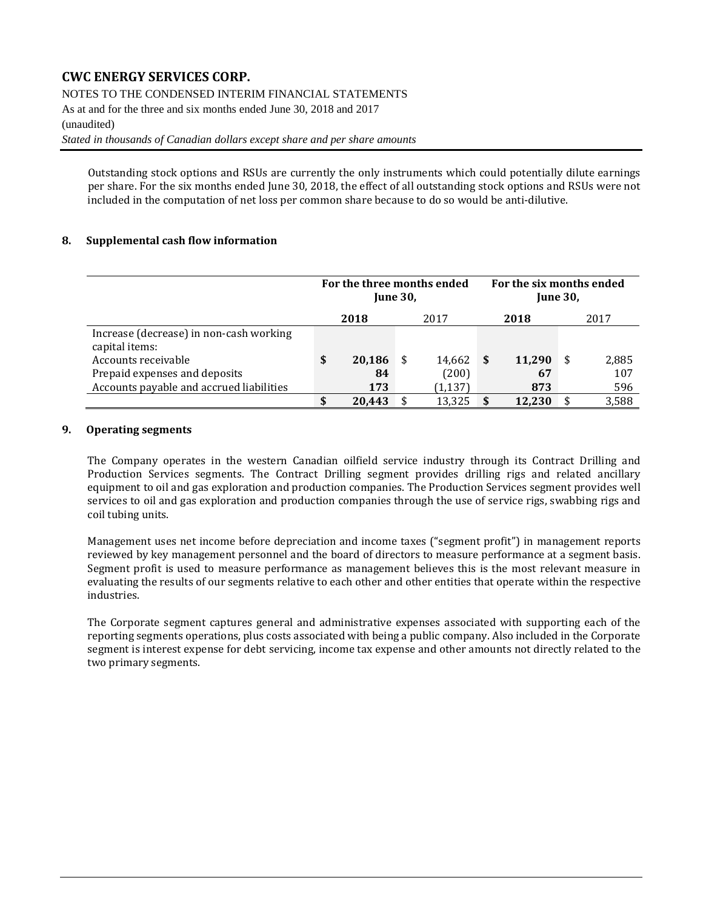Outstanding stock options and RSUs are currently the only instruments which could potentially dilute earnings per share. For the six months ended June 30, 2018, the effect of all outstanding stock options and RSUs were not included in the computation of net loss per common share because to do so would be anti-dilutive.

## 8. Supplemental cash flow information

| | For the three months ended June 30, | | For the six months ended June 30, | |
|---|---|---|---|---|
| | **2018** | 2017 | **2018** | 2017 |
| Increase (decrease) in non-cash working capital items: | | | | |
| Accounts receivable | **$ 20,186** | $ 14,662 | **$ 11,290** | $ 2,885 |
| Prepaid expenses and deposits | **84** | (200) | **67** | 107 |
| Accounts payable and accrued liabilities | **173** | (1,137) | **873** | 596 |
| | **$ 20,443** | $ 13,325 | **$ 12,230** | $ 3,588 |

## 9. Operating segments

The Company operates in the western Canadian oilfield service industry through its Contract Drilling and Production Services segments. The Contract Drilling segment provides drilling rigs and related ancillary equipment to oil and gas exploration and production companies. The Production Services segment provides well services to oil and gas exploration and production companies through the use of service rigs, swabbing rigs and coil tubing units.

Management uses net income before depreciation and income taxes ("segment profit") in management reports reviewed by key management personnel and the board of directors to measure performance at a segment basis. Segment profit is used to measure performance as management believes this is the most relevant measure in evaluating the results of our segments relative to each other and other entities that operate within the respective industries.

The Corporate segment captures general and administrative expenses associated with supporting each of the reporting segments operations, plus costs associated with being a public company. Also included in the Corporate segment is interest expense for debt servicing, income tax expense and other amounts not directly related to the two primary segments.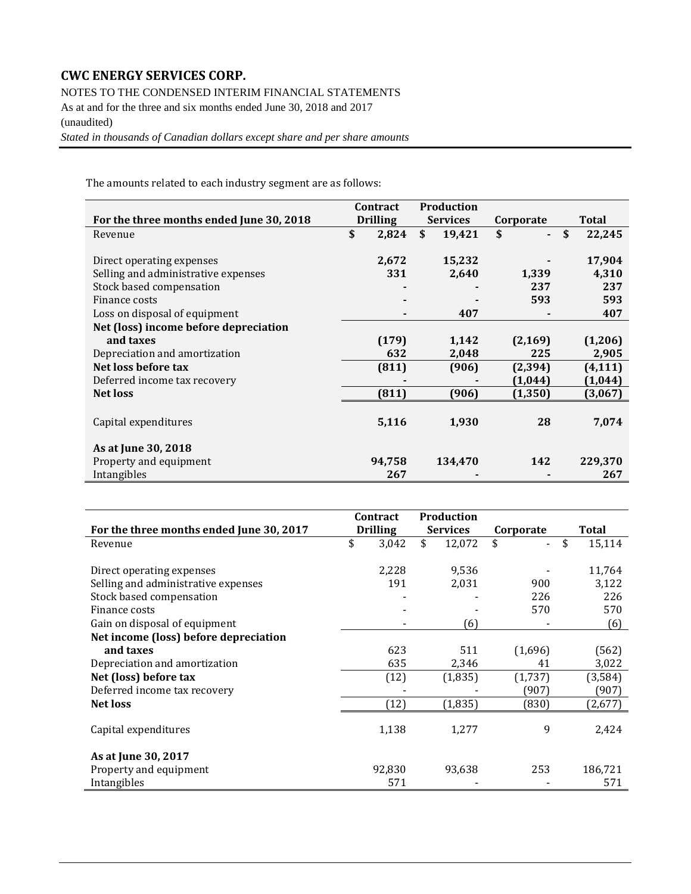**CWC ENERGY SERVICES CORP.**

NOTES TO THE CONDENSED INTERIM FINANCIAL STATEMENTS

As at and for the three and six months ended June 30, 2018 and 2017

(unaudited)

*Stated in thousands of Canadian dollars except share and per share amounts*

The amounts related to each industry segment are as follows:

| For the three months ended June 30, 2018 | Contract Drilling | Production Services | Corporate | Total |
|---|---|---|---|---|
| Revenue | $ 2,824 | $ 19,421 | $ - | $ 22,245 |
| | | | | |
| Direct operating expenses | 2,672 | 15,232 | - | 17,904 |
| Selling and administrative expenses | 331 | 2,640 | 1,339 | 4,310 |
| Stock based compensation | - | - | 237 | 237 |
| Finance costs | - | - | 593 | 593 |
| Loss on disposal of equipment | - | 407 | - | 407 |
| **Net (loss) income before depreciation and taxes** | (179) | 1,142 | (2,169) | (1,206) |
| Depreciation and amortization | 632 | 2,048 | 225 | 2,905 |
| **Net loss before tax** | (811) | (906) | (2,394) | (4,111) |
| Deferred income tax recovery | - | - | (1,044) | (1,044) |
| **Net loss** | (811) | (906) | (1,350) | (3,067) |
| | | | | |
| Capital expenditures | 5,116 | 1,930 | 28 | 7,074 |
| | | | | |
| **As at June 30, 2018** | | | | |
| Property and equipment | 94,758 | 134,470 | 142 | 229,370 |
| Intangibles | 267 | - | - | 267 |

| For the three months ended June 30, 2017 | Contract Drilling | Production Services | Corporate | Total |
|---|---|---|---|---|
| Revenue | $ 3,042 | $ 12,072 | $ - | $ 15,114 |
| | | | | |
| Direct operating expenses | 2,228 | 9,536 | - | 11,764 |
| Selling and administrative expenses | 191 | 2,031 | 900 | 3,122 |
| Stock based compensation | - | - | 226 | 226 |
| Finance costs | - | - | 570 | 570 |
| Gain on disposal of equipment | - | (6) | - | (6) |
| **Net income (loss) before depreciation and taxes** | 623 | 511 | (1,696) | (562) |
| Depreciation and amortization | 635 | 2,346 | 41 | 3,022 |
| **Net (loss) before tax** | (12) | (1,835) | (1,737) | (3,584) |
| Deferred income tax recovery | - | - | (907) | (907) |
| **Net loss** | (12) | (1,835) | (830) | (2,677) |
| | | | | |
| Capital expenditures | 1,138 | 1,277 | 9 | 2,424 |
| | | | | |
| **As at June 30, 2017** | | | | |
| Property and equipment | 92,830 | 93,638 | 253 | 186,721 |
| Intangibles | 571 | - | - | 571 |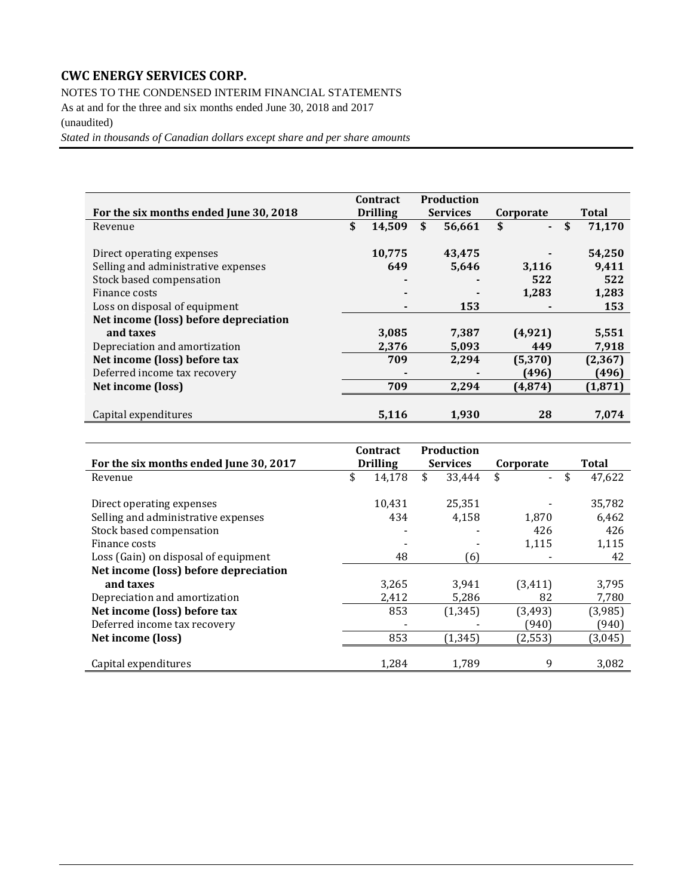| For the six months ended June 30, 2018 | Contract Drilling | Production Services | Corporate | Total |
|---|---|---|---|---|
| Revenue | $ 14,509 | $ 56,661 | $ - | $ 71,170 |
| | | | | |
| Direct operating expenses | 10,775 | 43,475 | - | 54,250 |
| Selling and administrative expenses | 649 | 5,646 | 3,116 | 9,411 |
| Stock based compensation | - | - | 522 | 522 |
| Finance costs | - | - | 1,283 | 1,283 |
| Loss on disposal of equipment | - | 153 | - | 153 |
| **Net income (loss) before depreciation and taxes** | 3,085 | 7,387 | (4,921) | 5,551 |
| Depreciation and amortization | 2,376 | 5,093 | 449 | 7,918 |
| **Net income (loss) before tax** | 709 | 2,294 | (5,370) | (2,367) |
| Deferred income tax recovery | - | - | (496) | (496) |
| **Net income (loss)** | 709 | 2,294 | (4,874) | (1,871) |
| | | | | |
| Capital expenditures | 5,116 | 1,930 | 28 | 7,074 |

| For the six months ended June 30, 2017 | Contract Drilling | Production Services | Corporate | Total |
|---|---|---|---|---|
| Revenue | $ 14,178 | $ 33,444 | $ - | $ 47,622 |
| | | | | |
| Direct operating expenses | 10,431 | 25,351 | - | 35,782 |
| Selling and administrative expenses | 434 | 4,158 | 1,870 | 6,462 |
| Stock based compensation | - | - | 426 | 426 |
| Finance costs | - | - | 1,115 | 1,115 |
| Loss (Gain) on disposal of equipment | 48 | (6) | - | 42 |
| **Net income (loss) before depreciation and taxes** | 3,265 | 3,941 | (3,411) | 3,795 |
| Depreciation and amortization | 2,412 | 5,286 | 82 | 7,780 |
| **Net income (loss) before tax** | 853 | (1,345) | (3,493) | (3,985) |
| Deferred income tax recovery | - | - | (940) | (940) |
| **Net income (loss)** | 853 | (1,345) | (2,553) | (3,045) |
| | | | | |
| Capital expenditures | 1,284 | 1,789 | 9 | 3,082 |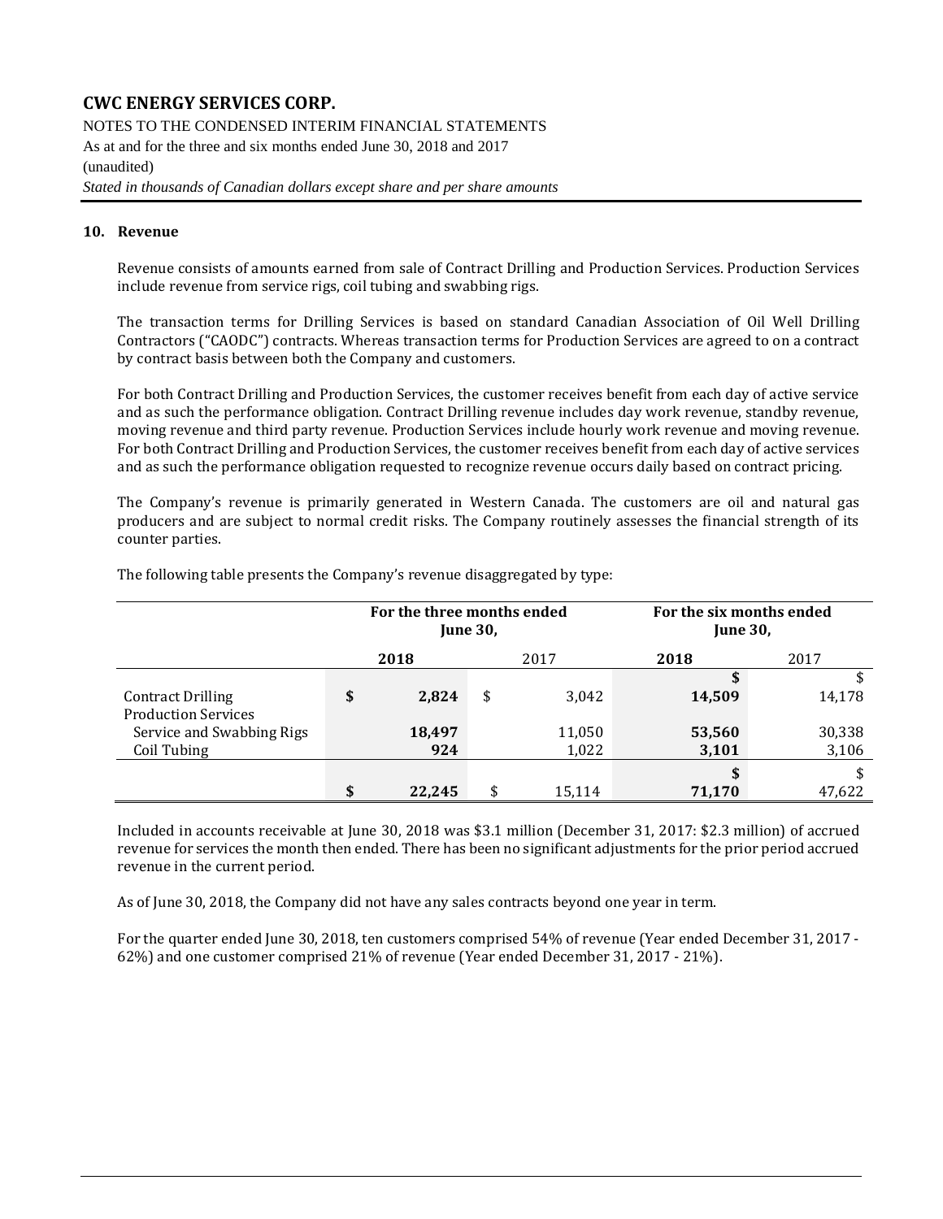## 10. Revenue

Revenue consists of amounts earned from sale of Contract Drilling and Production Services. Production Services include revenue from service rigs, coil tubing and swabbing rigs.

The transaction terms for Drilling Services is based on standard Canadian Association of Oil Well Drilling Contractors ("CAODC") contracts. Whereas transaction terms for Production Services are agreed to on a contract by contract basis between both the Company and customers.

For both Contract Drilling and Production Services, the customer receives benefit from each day of active service and as such the performance obligation. Contract Drilling revenue includes day work revenue, standby revenue, moving revenue and third party revenue. Production Services include hourly work revenue and moving revenue. For both Contract Drilling and Production Services, the customer receives benefit from each day of active services and as such the performance obligation requested to recognize revenue occurs daily based on contract pricing.

The Company's revenue is primarily generated in Western Canada. The customers are oil and natural gas producers and are subject to normal credit risks. The Company routinely assesses the financial strength of its counter parties.

The following table presents the Company's revenue disaggregated by type:

| | For the three months ended June 30, | | For the six months ended June 30, | |
|---|---|---|---|---|
| | **2018** | 2017 | **2018** | 2017 |
| Contract Drilling | **$ 2,824** | $ 3,042 | **$ 14,509** | $ 14,178 |
| Production Services | | | | |
| Service and Swabbing Rigs | **18,497** | 11,050 | **53,560** | 30,338 |
| Coil Tubing | **924** | 1,022 | **3,101** | 3,106 |
| | **$ 22,245** | $ 15,114 | **$ 71,170** | $ 47,622 |

Included in accounts receivable at June 30, 2018 was $3.1 million (December 31, 2017: $2.3 million) of accrued revenue for services the month then ended. There has been no significant adjustments for the prior period accrued revenue in the current period.

As of June 30, 2018, the Company did not have any sales contracts beyond one year in term.

For the quarter ended June 30, 2018, ten customers comprised 54% of revenue (Year ended December 31, 2017 - 62%) and one customer comprised 21% of revenue (Year ended December 31, 2017 - 21%).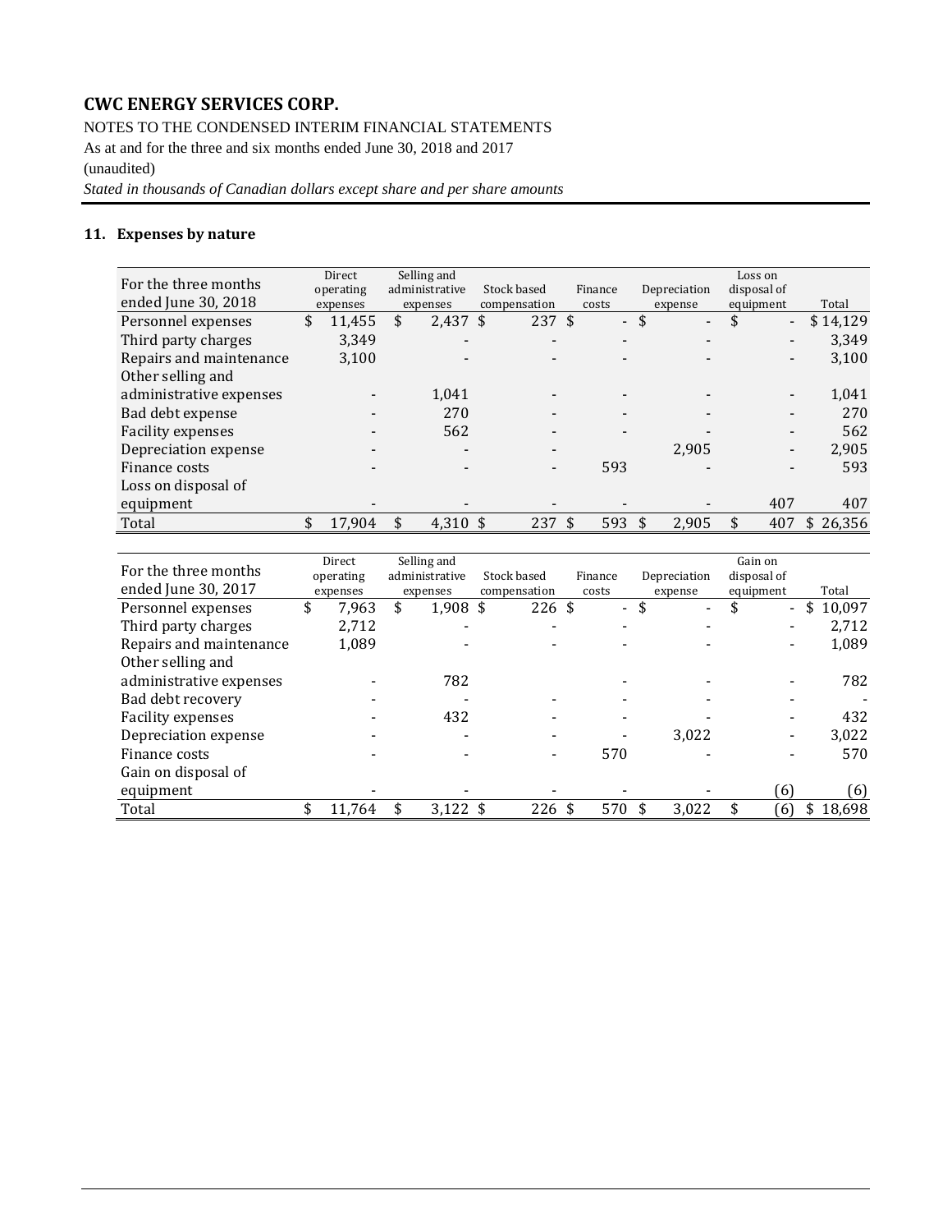# CWC ENERGY SERVICES CORP.

NOTES TO THE CONDENSED INTERIM FINANCIAL STATEMENTS
As at and for the three and six months ended June 30, 2018 and 2017
(unaudited)
*Stated in thousands of Canadian dollars except share and per share amounts*

## 11. Expenses by nature

| For the three months ended June 30, 2018 | Direct operating expenses | Selling and administrative expenses | Stock based compensation | Finance costs | Depreciation expense | Loss on disposal of equipment | Total |
|---|---|---|---|---|---|---|---|
| Personnel expenses | $ 11,455 | $ 2,437 | $ 237 | $ - | $ - | $ - | $ 14,129 |
| Third party charges | 3,349 | - | - | - | - | - | 3,349 |
| Repairs and maintenance | 3,100 | - | - | - | - | - | 3,100 |
| Other selling and administrative expenses | - | 1,041 | - | - | - | - | 1,041 |
| Bad debt expense | - | 270 | - | - | - | - | 270 |
| Facility expenses | - | 562 | - | - | - | - | 562 |
| Depreciation expense | - | - | - | | 2,905 | - | 2,905 |
| Finance costs | - | - | - | 593 | - | - | 593 |
| Loss on disposal of equipment | - | - | - | - | - | 407 | 407 |
| Total | $ 17,904 | $ 4,310 | $ 237 | $ 593 | $ 2,905 | $ 407 | $ 26,356 |

| For the three months ended June 30, 2017 | Direct operating expenses | Selling and administrative expenses | Stock based compensation | Finance costs | Depreciation expense | Gain on disposal of equipment | Total |
|---|---|---|---|---|---|---|---|
| Personnel expenses | $ 7,963 | $ 1,908 | $ 226 | $ - | $ - | $ - | $ 10,097 |
| Third party charges | 2,712 | - | - | - | - | - | 2,712 |
| Repairs and maintenance | 1,089 | - | - | - | - | - | 1,089 |
| Other selling and administrative expenses | - | 782 | | - | - | - | 782 |
| Bad debt recovery | - | - | - | - | - | - | - |
| Facility expenses | - | 432 | - | - | - | - | 432 |
| Depreciation expense | - | - | - | - | 3,022 | - | 3,022 |
| Finance costs | - | - | - | 570 | - | - | 570 |
| Gain on disposal of equipment | - | - | - | - | - | (6) | (6) |
| Total | $ 11,764 | $ 3,122 | $ 226 | $ 570 | $ 3,022 | $ (6) | $ 18,698 |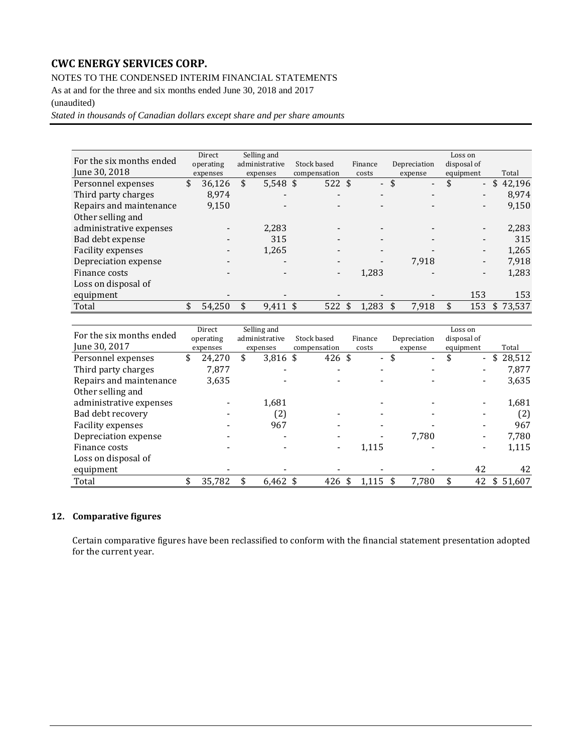# CWC ENERGY SERVICES CORP.

NOTES TO THE CONDENSED INTERIM FINANCIAL STATEMENTS
As at and for the three and six months ended June 30, 2018 and 2017
(unaudited)
*Stated in thousands of Canadian dollars except share and per share amounts*

| For the six months ended June 30, 2018 | Direct operating expenses | Selling and administrative expenses | Stock based compensation | Finance costs | Depreciation expense | Loss on disposal of equipment | Total |
|---|---|---|---|---|---|---|---|
| Personnel expenses | $ 36,126 | $ 5,548 | $ 522 | $ - | $ - | $ - | $ 42,196 |
| Third party charges | 8,974 | - | - | - | - | - | 8,974 |
| Repairs and maintenance | 9,150 | - | - | - | - | - | 9,150 |
| Other selling and administrative expenses | - | 2,283 | - | - | - | - | 2,283 |
| Bad debt expense | - | 315 | - | - | - | - | 315 |
| Facility expenses | - | 1,265 | - | - | - | - | 1,265 |
| Depreciation expense | - | - | - | - | 7,918 | - | 7,918 |
| Finance costs | - | - | - | 1,283 | - | - | 1,283 |
| Loss on disposal of equipment | - | - | - | - | - | 153 | 153 |
| Total | $ 54,250 | $ 9,411 | $ 522 | $ 1,283 | $ 7,918 | $ 153 | $ 73,537 |

| For the six months ended June 30, 2017 | Direct operating expenses | Selling and administrative expenses | Stock based compensation | Finance costs | Depreciation expense | Loss on disposal of equipment | Total |
|---|---|---|---|---|---|---|---|
| Personnel expenses | $ 24,270 | $ 3,816 | $ 426 | $ - | $ - | $ - | $ 28,512 |
| Third party charges | 7,877 | - | - | - | - | - | 7,877 |
| Repairs and maintenance | 3,635 | - | - | - | - | - | 3,635 |
| Other selling and administrative expenses | - | 1,681 | | - | - | - | 1,681 |
| Bad debt recovery | - | (2) | - | - | - | - | (2) |
| Facility expenses | - | 967 | - | - | - | - | 967 |
| Depreciation expense | - | - | - | - | 7,780 | - | 7,780 |
| Finance costs | - | - | - | 1,115 | - | - | 1,115 |
| Loss on disposal of equipment | - | - | - | - | - | 42 | 42 |
| Total | $ 35,782 | $ 6,462 | $ 426 | $ 1,115 | $ 7,780 | $ 42 | $ 51,607 |

## 12. Comparative figures

Certain comparative figures have been reclassified to conform with the financial statement presentation adopted for the current year.